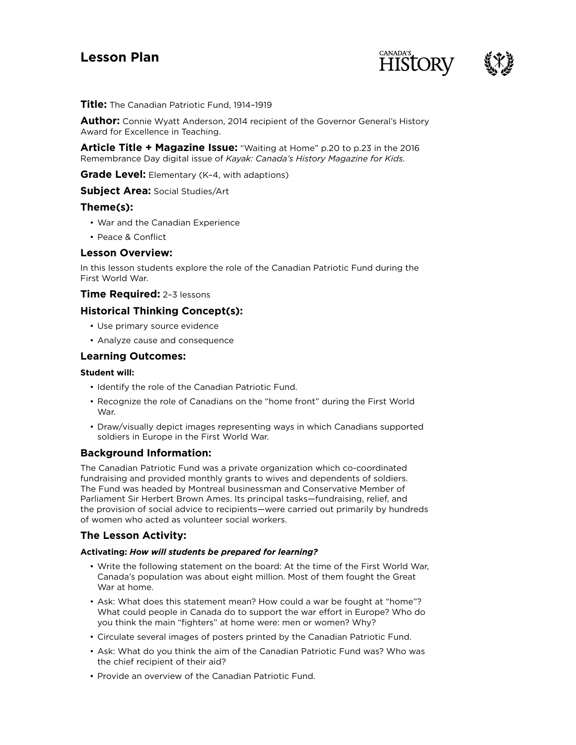# Lesson Plan

**Title:** The Canadian Patriotic Fund, 1914–1919

**Author:** Connie Wyatt Anderson, 2014 recipient of the Governor General's History Award for Excellence in Teaching.

**Article Title + Magazine Issue:** "Waiting at Home" p.20 to p.23 in the 2016 Remembrance Day digital issue of *Kayak: Canada's History Magazine for Kids*.

**Grade Level:** Elementary (K–4, with adaptions)

**Subject Area:** Social Studies/Art

## Theme(s):

- War and the Canadian Experience
- Peace & Conflict

## Lesson Overview:

In this lesson students explore the role of the Canadian Patriotic Fund during the First World War.

**Time Required:** 2–3 lessons

## Historical Thinking Concept(s):

- Use primary source evidence
- Analyze cause and consequence

## Learning Outcomes:

**Student will:**

- Identify the role of the Canadian Patriotic Fund.
- Recognize the role of Canadians on the "home front" during the First World War.
- Draw/visually depict images representing ways in which Canadians supported soldiers in Europe in the First World War.

## Background Information:

The Canadian Patriotic Fund was a private organization which co-coordinated fundraising and provided monthly grants to wives and dependents of soldiers. The Fund was headed by Montreal businessman and Conservative Member of Parliament Sir Herbert Brown Ames. Its principal tasks—fundraising, relief, and the provision of social advice to recipients—were carried out primarily by hundreds of women who acted as volunteer social workers.

## The Lesson Activity:

**Activating:** ***How will students be prepared for learning?***

- Write the following statement on the board: At the time of the First World War, Canada's population was about eight million. Most of them fought the Great War at home.
- Ask: What does this statement mean? How could a war be fought at "home"? What could people in Canada do to support the war effort in Europe? Who do you think the main "fighters" at home were: men or women? Why?
- Circulate several images of posters printed by the Canadian Patriotic Fund.
- Ask: What do you think the aim of the Canadian Patriotic Fund was? Who was the chief recipient of their aid?
- Provide an overview of the Canadian Patriotic Fund.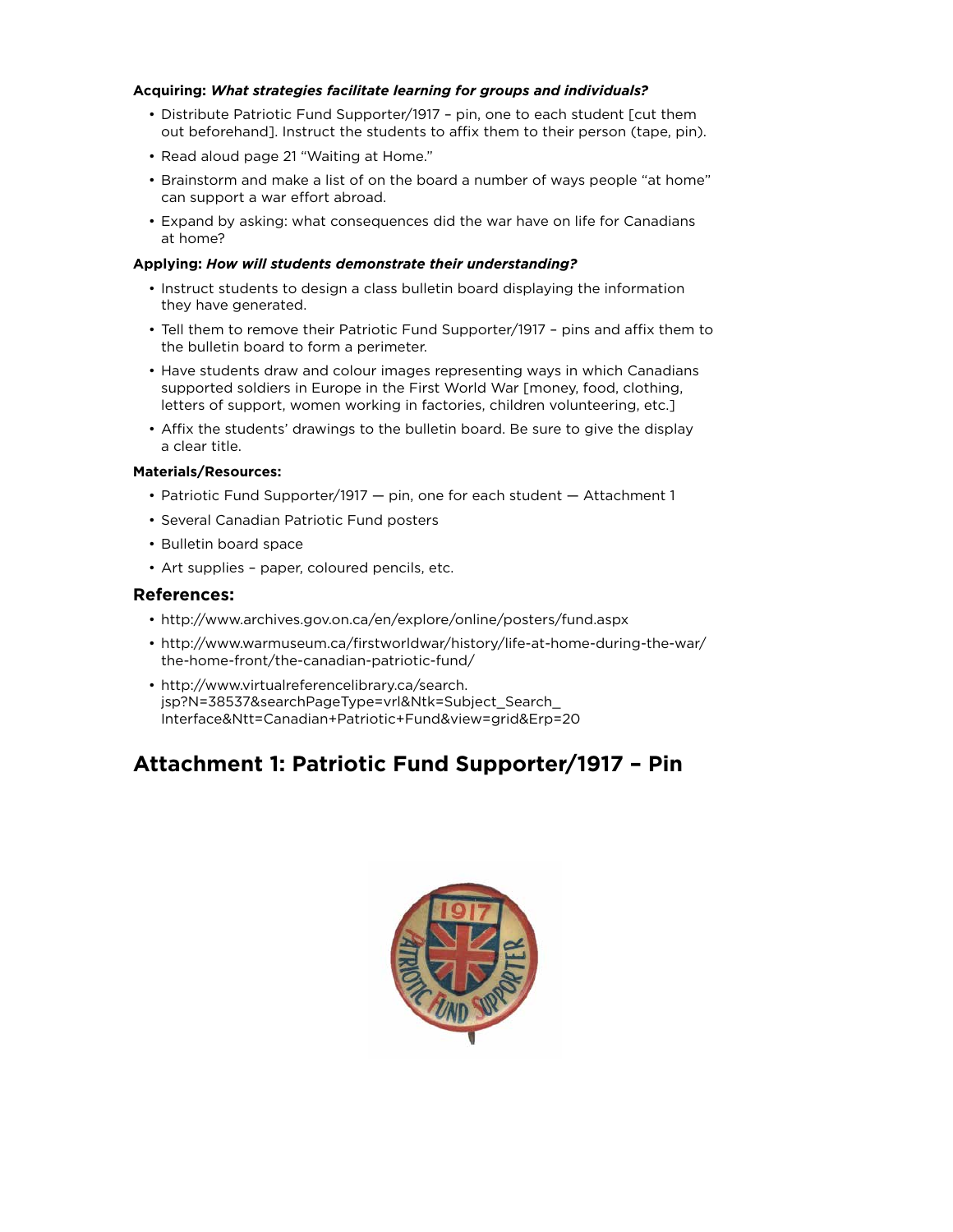**Acquiring:** ***What strategies facilitate learning for groups and individuals?***

- Distribute Patriotic Fund Supporter/1917 – pin, one to each student [cut them out beforehand]. Instruct the students to affix them to their person (tape, pin).
- Read aloud page 21 "Waiting at Home."
- Brainstorm and make a list of on the board a number of ways people "at home" can support a war effort abroad.
- Expand by asking: what consequences did the war have on life for Canadians at home?

**Applying:** ***How will students demonstrate their understanding?***

- Instruct students to design a class bulletin board displaying the information they have generated.
- Tell them to remove their Patriotic Fund Supporter/1917 – pins and affix them to the bulletin board to form a perimeter.
- Have students draw and colour images representing ways in which Canadians supported soldiers in Europe in the First World War [money, food, clothing, letters of support, women working in factories, children volunteering, etc.]
- Affix the students' drawings to the bulletin board. Be sure to give the display a clear title.

**Materials/Resources:**

- Patriotic Fund Supporter/1917 — pin, one for each student — Attachment 1
- Several Canadian Patriotic Fund posters
- Bulletin board space
- Art supplies – paper, coloured pencils, etc.

### References:

- http://www.archives.gov.on.ca/en/explore/online/posters/fund.aspx
- http://www.warmuseum.ca/firstworldwar/history/life-at-home-during-the-war/the-home-front/the-canadian-patriotic-fund/
- http://www.virtualreferencelibrary.ca/search.jsp?N=38537&searchPageType=vrl&Ntk=Subject_Search_Interface&Ntt=Canadian+Patriotic+Fund&view=grid&Erp=20

## Attachment 1: Patriotic Fund Supporter/1917 – Pin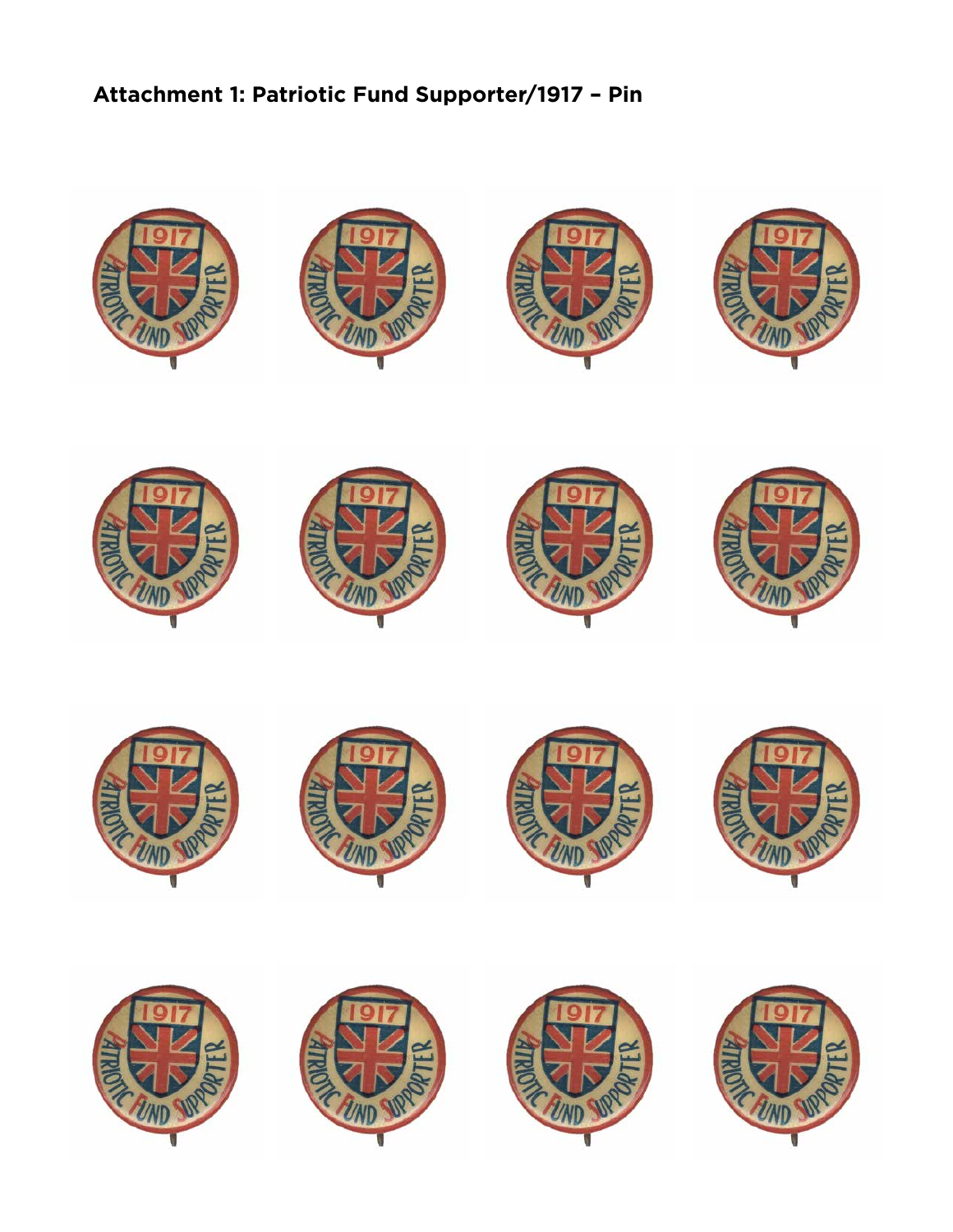**Attachment 1: Patriotic Fund Supporter/1917 – Pin**